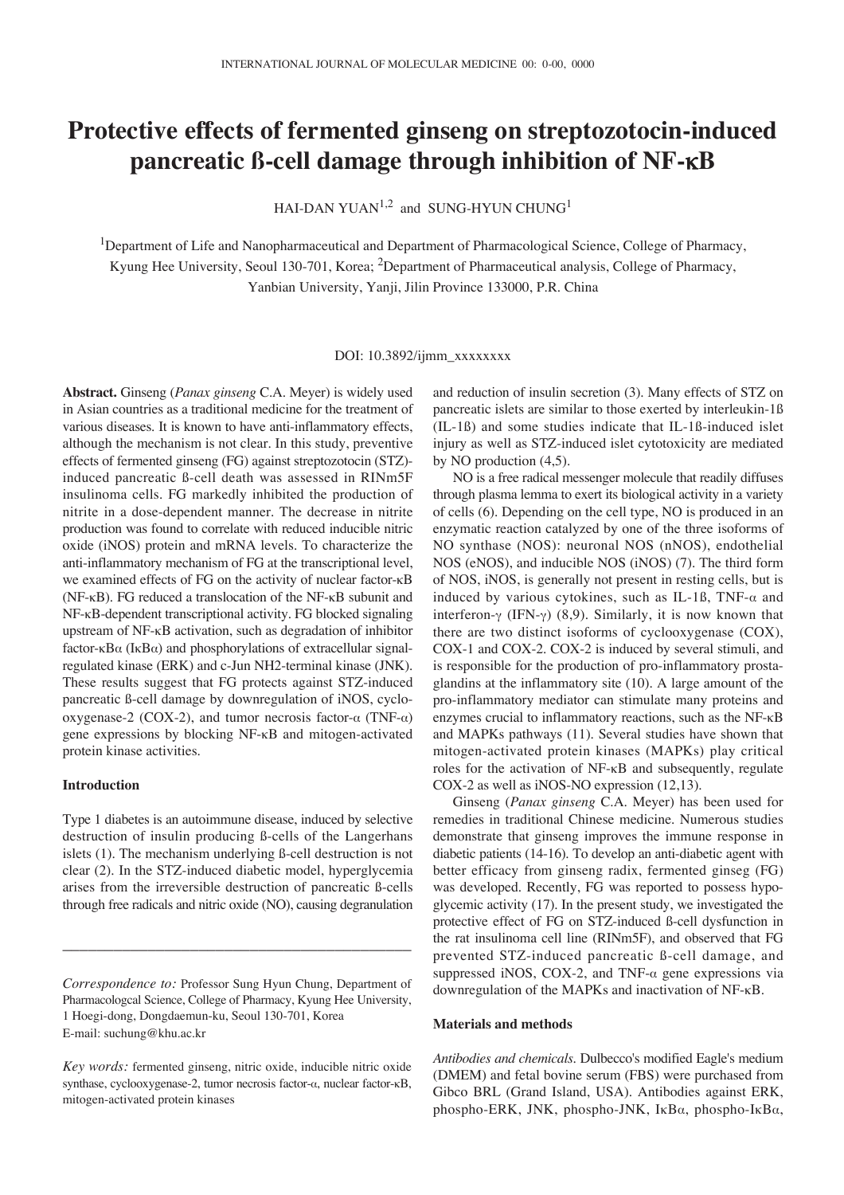# Protective effects of fermented ginseng on streptozotocin-induced pancreatic ß-cell damage through inhibition of NF-κB

HAI-DAN YUAN[1,2] and SUNG-HYUN CHUNG[1]

[1]Department of Life and Nanopharmaceutical and Department of Pharmacological Science, College of Pharmacy, Kyung Hee University, Seoul 130-701, Korea; [2]Department of Pharmaceutical analysis, College of Pharmacy, Yanbian University, Yanji, Jilin Province 133000, P.R. China

DOI: 10.3892/ijmm_xxxxxxxx

**Abstract.** Ginseng (*Panax ginseng* C.A. Meyer) is widely used in Asian countries as a traditional medicine for the treatment of various diseases. It is known to have anti-inflammatory effects, although the mechanism is not clear. In this study, preventive effects of fermented ginseng (FG) against streptozotocin (STZ)-induced pancreatic ß-cell death was assessed in RINm5F insulinoma cells. FG markedly inhibited the production of nitrite in a dose-dependent manner. The decrease in nitrite production was found to correlate with reduced inducible nitric oxide (iNOS) protein and mRNA levels. To characterize the anti-inflammatory mechanism of FG at the transcriptional level, we examined effects of FG on the activity of nuclear factor-κB (NF-κB). FG reduced a translocation of the NF-κB subunit and NF-κB-dependent transcriptional activity. FG blocked signaling upstream of NF-κB activation, such as degradation of inhibitor factor-κBα (IκBα) and phosphorylations of extracellular signal-regulated kinase (ERK) and c-Jun NH2-terminal kinase (JNK). These results suggest that FG protects against STZ-induced pancreatic ß-cell damage by downregulation of iNOS, cyclooxygenase-2 (COX-2), and tumor necrosis factor-α (TNF-α) gene expressions by blocking NF-κB and mitogen-activated protein kinase activities.

## Introduction

Type 1 diabetes is an autoimmune disease, induced by selective destruction of insulin producing ß-cells of the Langerhans islets (1). The mechanism underlying ß-cell destruction is not clear (2). In the STZ-induced diabetic model, hyperglycemia arises from the irreversible destruction of pancreatic ß-cells through free radicals and nitric oxide (NO), causing degranulation and reduction of insulin secretion (3). Many effects of STZ on pancreatic islets are similar to those exerted by interleukin-1ß (IL-1ß) and some studies indicate that IL-1ß-induced islet injury as well as STZ-induced islet cytotoxicity are mediated by NO production (4,5).

NO is a free radical messenger molecule that readily diffuses through plasma lemma to exert its biological activity in a variety of cells (6). Depending on the cell type, NO is produced in an enzymatic reaction catalyzed by one of the three isoforms of NO synthase (NOS): neuronal NOS (nNOS), endothelial NOS (eNOS), and inducible NOS (iNOS) (7). The third form of NOS, iNOS, is generally not present in resting cells, but is induced by various cytokines, such as IL-1ß, TNF-α and interferon-γ (IFN-γ) (8,9). Similarly, it is now known that there are two distinct isoforms of cyclooxygenase (COX), COX-1 and COX-2. COX-2 is induced by several stimuli, and is responsible for the production of pro-inflammatory prostaglandins at the inflammatory site (10). A large amount of the pro-inflammatory mediator can stimulate many proteins and enzymes crucial to inflammatory reactions, such as the NF-κB and MAPKs pathways (11). Several studies have shown that mitogen-activated protein kinases (MAPKs) play critical roles for the activation of NF-κB and subsequently, regulate COX-2 as well as iNOS-NO expression (12,13).

Ginseng (*Panax ginseng* C.A. Meyer) has been used for remedies in traditional Chinese medicine. Numerous studies demonstrate that ginseng improves the immune response in diabetic patients (14-16). To develop an anti-diabetic agent with better efficacy from ginseng radix, fermented ginseg (FG) was developed. Recently, FG was reported to possess hypoglycemic activity (17). In the present study, we investigated the protective effect of FG on STZ-induced ß-cell dysfunction in the rat insulinoma cell line (RINm5F), and observed that FG prevented STZ-induced pancreatic ß-cell damage, and suppressed iNOS, COX-2, and TNF-α gene expressions via downregulation of the MAPKs and inactivation of NF-κB.

*Correspondence to:* Professor Sung Hyun Chung, Department of Pharmacologcal Science, College of Pharmacy, Kyung Hee University, 1 Hoegi-dong, Dongdaemun-ku, Seoul 130-701, Korea
E-mail: suchung@khu.ac.kr

*Key words:* fermented ginseng, nitric oxide, inducible nitric oxide synthase, cyclooxygenase-2, tumor necrosis factor-α, nuclear factor-κB, mitogen-activated protein kinases

## Materials and methods

*Antibodies and chemicals.* Dulbecco's modified Eagle's medium (DMEM) and fetal bovine serum (FBS) were purchased from Gibco BRL (Grand Island, USA). Antibodies against ERK, phospho-ERK, JNK, phospho-JNK, IκBα, phospho-IκBα,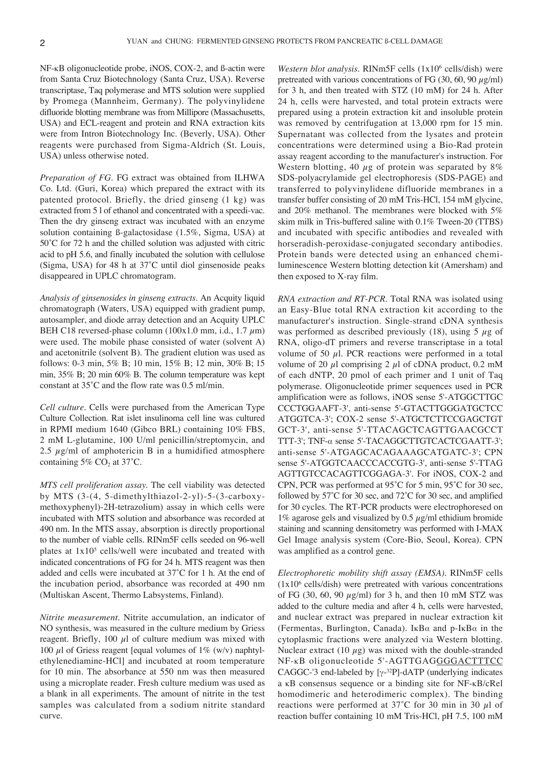NF-κB oligonucleotide probe, iNOS, COX-2, and ß-actin were from Santa Cruz Biotechnology (Santa Cruz, USA). Reverse transcriptase, Taq polymerase and MTS solution were supplied by Promega (Mannheim, Germany). The polyvinylidene difluoride blotting membrane was from Millipore (Massachusetts, USA) and ECL-reagent and protein and RNA extraction kits were from Intron Biotechnology Inc. (Beverly, USA). Other reagents were purchased from Sigma-Aldrich (St. Louis, USA) unless otherwise noted.

*Preparation of FG.* FG extract was obtained from ILHWA Co. Ltd. (Guri, Korea) which prepared the extract with its patented protocol. Briefly, the dried ginseng (1 kg) was extracted from 5 l of ethanol and concentrated with a speedi-vac. Then the dry ginseng extract was incubated with an enzyme solution containing ß-galactosidase (1.5%, Sigma, USA) at 50˚C for 72 h and the chilled solution was adjusted with citric acid to pH 5.6, and finally incubated the solution with cellulose (Sigma, USA) for 48 h at 37˚C until diol ginsenoside peaks disappeared in UPLC chromatogram.

*Analysis of ginsenosides in ginseng extracts.* An Acquity liquid chromatograph (Waters, USA) equipped with gradient pump, autosampler, and diode array detection and an Acquity UPLC BEH C18 reversed-phase column (100x1.0 mm, i.d., 1.7 $\mu$m) were used. The mobile phase consisted of water (solvent A) and acetonitrile (solvent B). The gradient elution was used as follows: 0-3 min, 5% B; 10 min, 15% B; 12 min, 30% B; 15 min, 35% B; 20 min 60% B. The column temperature was kept constant at 35˚C and the flow rate was 0.5 ml/min.

*Cell culture.* Cells were purchased from the American Type Culture Collection. Rat islet insulinoma cell line was cultured in RPMI medium 1640 (Gibco BRL) containing 10% FBS, 2 mM L-glutamine, 100 U/ml penicillin/streptomycin, and 2.5 $\mu$g/ml of amphotericin B in a humidified atmosphere containing 5% $CO_2$ at 37˚C.

*MTS cell proliferation assay.* The cell viability was detected by MTS (3-(4, 5-dimethylthiazol-2-yl)-5-(3-carboxymethoxyphenyl)-2H-tetrazolium) assay in which cells were incubated with MTS solution and absorbance was recorded at 490 nm. In the MTS assay, absorption is directly proportional to the number of viable cells. RINm5F cells seeded on 96-well plates at $1 \times 10^5$ cells/well were incubated and treated with indicated concentrations of FG for 24 h. MTS reagent was then added and cells were incubated at 37˚C for 1 h. At the end of the incubation period, absorbance was recorded at 490 nm (Multiskan Ascent, Thermo Labsystems, Finland).

*Nitrite measurement.* Nitrite accumulation, an indicator of NO synthesis, was measured in the culture medium by Griess reagent. Briefly, 100 $\mu$l of culture medium was mixed with 100 $\mu$l of Griess reagent [equal volumes of 1% (w/v) naphtylethylenediamine-HCl] and incubated at room temperature for 10 min. The absorbance at 550 nm was then measured using a microplate reader. Fresh culture medium was used as a blank in all experiments. The amount of nitrite in the test samples was calculated from a sodium nitrite standard curve.

*Western blot analysis.* RINm5F cells ($1 \times 10^6$ cells/dish) were pretreated with various concentrations of FG (30, 60, 90 $\mu$g/ml) for 3 h, and then treated with STZ (10 mM) for 24 h. After 24 h, cells were harvested, and total protein extracts were prepared using a protein extraction kit and insoluble protein was removed by centrifugation at 13,000 rpm for 15 min. Supernatant was collected from the lysates and protein concentrations were determined using a Bio-Rad protein assay reagent according to the manufacturer's instruction. For Western blotting, 40 $\mu$g of protein was separated by 8% SDS-polyacrylamide gel electrophoresis (SDS-PAGE) and transferred to polyvinylidene difluoride membranes in a transfer buffer consisting of 20 mM Tris-HCl, 154 mM glycine, and 20% methanol. The membranes were blocked with 5% skim milk in Tris-buffered saline with 0.1% Tween-20 (TTBS) and incubated with specific antibodies and revealed with horseradish-peroxidase-conjugated secondary antibodies. Protein bands were detected using an enhanced chemiluminescence Western blotting detection kit (Amersham) and then exposed to X-ray film.

*RNA extraction and RT-PCR.* Total RNA was isolated using an Easy-Blue total RNA extraction kit according to the manufacturer's instruction. Single-strand cDNA synthesis was performed as described previously (18), using 5 $\mu$g of RNA, oligo-dT primers and reverse transcriptase in a total volume of 50 $\mu$l. PCR reactions were performed in a total volume of 20 $\mu$l comprising 2 $\mu$l of cDNA product, 0.2 mM of each dNTP, 20 pmol of each primer and 1 unit of Taq polymerase. Oligonucleotide primer sequences used in PCR amplification were as follows, iNOS sense 5'-ATGGCTTGC CCCTGGAAFT-3', anti-sense 5'-GTACTTGGGATGCTCC ATGGTCA-3'; COX-2 sense 5'-ATGCTCTTCCGAGCTGT GCT-3', anti-sense 5'-TTACAGCTCAGTTGAACGCCT TTT-3'; TNF-α sense 5'-TACAGGCTTGTCACTCGAATT-3'; anti-sense 5'-ATGAGCACAGAAAGCATGATC-3'; CPN sense 5'-ATGGTCAACCCCACCGTG-3', anti-sense 5'-TTAG AGTTGTCCACAGTTCGGAGA-3'. For iNOS, COX-2 and CPN, PCR was performed at 95˚C for 5 min, 95˚C for 30 sec, followed by 57˚C for 30 sec, and 72˚C for 30 sec, and amplified for 30 cycles. The RT-PCR products were electrophoresed on 1% agarose gels and visualized by 0.5 $\mu$g/ml ethidium bromide staining and scanning densitometry was performed with I-MAX Gel Image analysis system (Core-Bio, Seoul, Korea). CPN was amplified as a control gene.

*Electrophoretic mobility shift assay (EMSA).* RINm5F cells ($1 \times 10^6$ cells/dish) were pretreated with various concentrations of FG (30, 60, 90 $\mu$g/ml) for 3 h, and then 10 mM STZ was added to the culture media and after 4 h, cells were harvested, and nuclear extract was prepared in nuclear extraction kit (Fermentas, Burlington, Canada). IκBα and p-IκBα in the cytoplasmic fractions were analyzed via Western blotting. Nuclear extract (10 $\mu$g) was mixed with the double-stranded NF-κB oligonucleotide 5'-AGTTGAG<u>GGGACTTTCC</u> CAGGC-'3 end-labeled by [$\gamma$-$^{32}$P]-dATP (underlying indicates a κB consensus sequence or a binding site for NF-κB/cRel homodimeric and heterodimeric complex). The binding reactions were performed at 37˚C for 30 min in 30 $\mu$l of reaction buffer containing 10 mM Tris-HCl, pH 7.5, 100 mM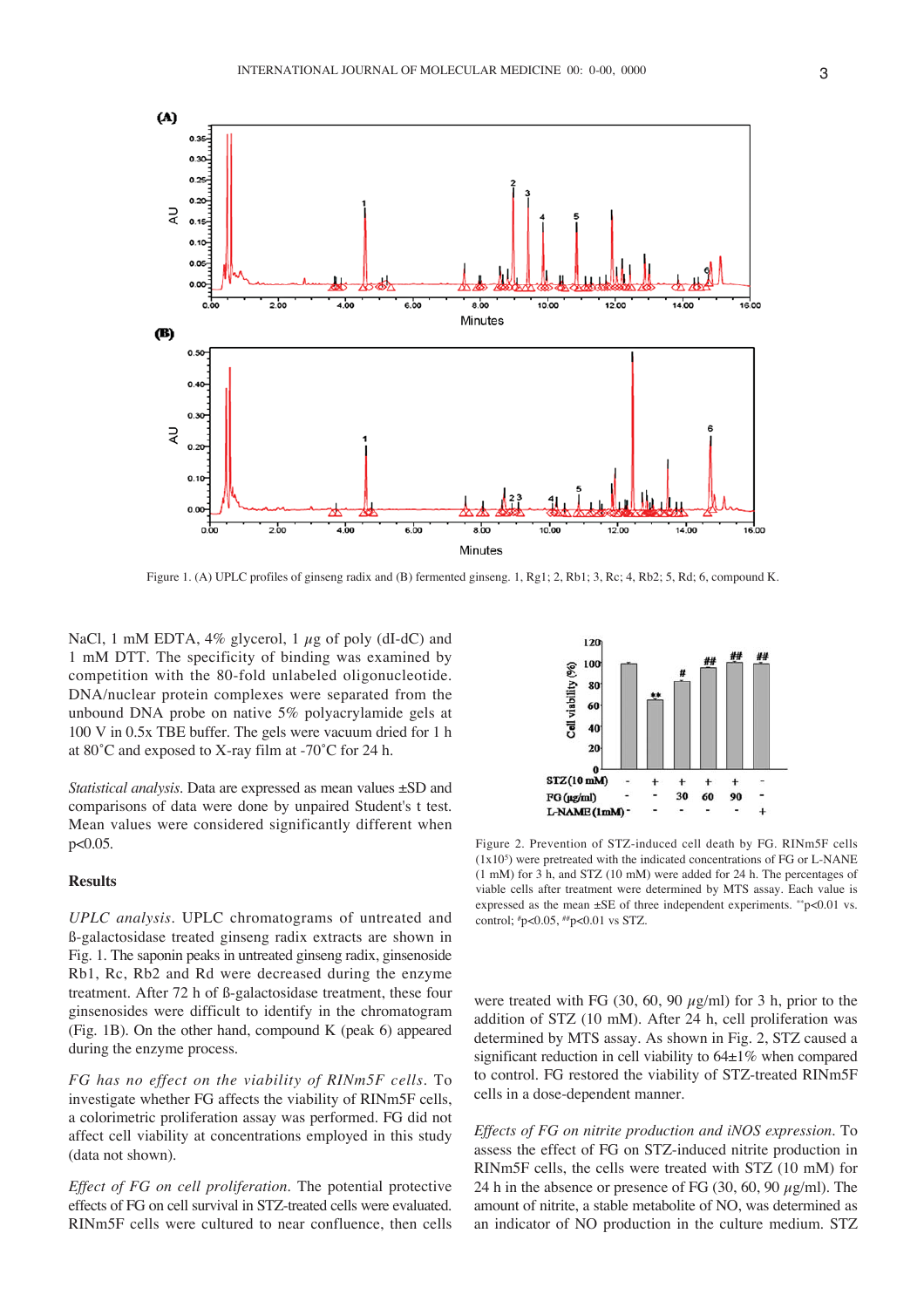Figure 1. (A) UPLC profiles of ginseng radix and (B) fermented ginseng. 1, Rg1; 2, Rb1; 3, Rc; 4, Rb2; 5, Rd; 6, compound K.

NaCl, 1 mM EDTA, 4% glycerol, 1 $\mu$g of poly (dI-dC) and 1 mM DTT. The specificity of binding was examined by competition with the 80-fold unlabeled oligonucleotide. DNA/nuclear protein complexes were separated from the unbound DNA probe on native 5% polyacrylamide gels at 100 V in 0.5x TBE buffer. The gels were vacuum dried for 1 h at 80˚C and exposed to X-ray film at -70˚C for 24 h.

*Statistical analysis.* Data are expressed as mean values ±SD and comparisons of data were done by unpaired Student's t test. Mean values were considered significantly different when $p<0.05$.

## Results

*UPLC analysis.* UPLC chromatograms of untreated and ß-galactosidase treated ginseng radix extracts are shown in Fig. 1. The saponin peaks in untreated ginseng radix, ginsenoside Rb1, Rc, Rb2 and Rd were decreased during the enzyme treatment. After 72 h of ß-galactosidase treatment, these four ginsenosides were difficult to identify in the chromatogram (Fig. 1B). On the other hand, compound K (peak 6) appeared during the enzyme process.

*FG has no effect on the viability of RINm5F cells.* To investigate whether FG affects the viability of RINm5F cells, a colorimetric proliferation assay was performed. FG did not affect cell viability at concentrations employed in this study (data not shown).

*Effect of FG on cell proliferation.* The potential protective effects of FG on cell survival in STZ-treated cells were evaluated. RINm5F cells were cultured to near confluence, then cells were treated with FG (30, 60, 90 $\mu$g/ml) for 3 h, prior to the addition of STZ (10 mM). After 24 h, cell proliferation was determined by MTS assay. As shown in Fig. 2, STZ caused a significant reduction in cell viability to 64±1% when compared to control. FG restored the viability of STZ-treated RINm5F cells in a dose-dependent manner.

Figure 2. Prevention of STZ-induced cell death by FG. RINm5F cells ($1 \times 10^5$) were pretreated with the indicated concentrations of FG or L-NANE (1 mM) for 3 h, and STZ (10 mM) were added for 24 h. The percentages of viable cells after treatment were determined by MTS assay. Each value is expressed as the mean ±SE of three independent experiments. $^{**}p<0.01$ vs. control; $^{\#}p<0.05$, $^{\#\#}p<0.01$ vs STZ.

*Effects of FG on nitrite production and iNOS expression.* To assess the effect of FG on STZ-induced nitrite production in RINm5F cells, the cells were treated with STZ (10 mM) for 24 h in the absence or presence of FG (30, 60, 90 $\mu$g/ml). The amount of nitrite, a stable metabolite of NO, was determined as an indicator of NO production in the culture medium. STZ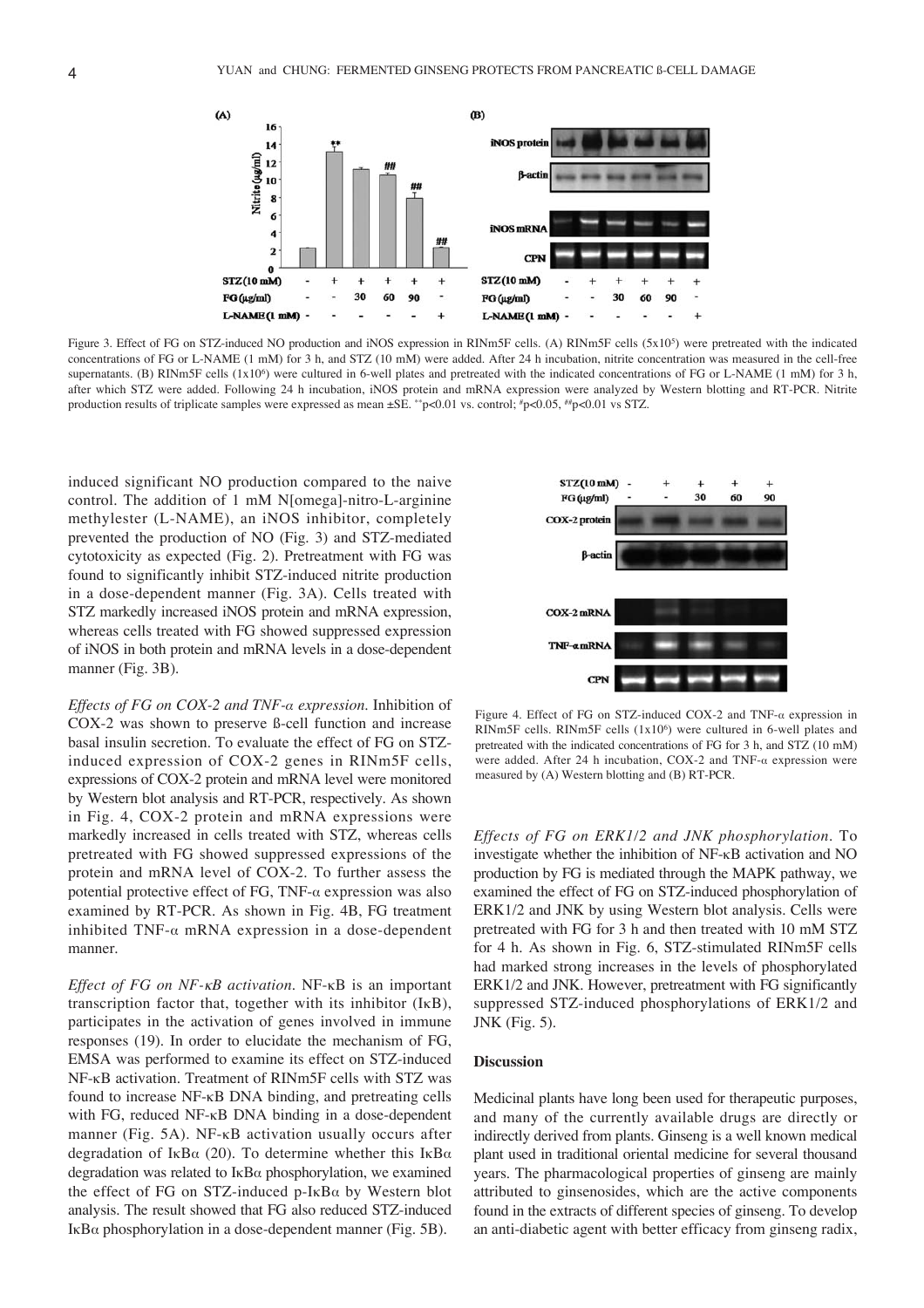Figure 3. Effect of FG on STZ-induced NO production and iNOS expression in RINm5F cells. (A) RINm5F cells (5x10[5]) were pretreated with the indicated concentrations of FG or L-NAME (1 mM) for 3 h, and STZ (10 mM) were added. After 24 h incubation, nitrite concentration was measured in the cell-free supernatants. (B) RINm5F cells (1x10[6]) were cultured in 6-well plates and pretreated with the indicated concentrations of FG or L-NAME (1 mM) for 3 h, after which STZ were added. Following 24 h incubation, iNOS protein and mRNA expression were analyzed by Western blotting and RT-PCR. Nitrite production results of triplicate samples were expressed as mean ±SE. $^{**}$p<0.01 vs. control; $^{\#}$p<0.05, $^{\#\#}$p<0.01 vs STZ.

induced significant NO production compared to the naive control. The addition of 1 mM N[omega]-nitro-L-arginine methylester (L-NAME), an iNOS inhibitor, completely prevented the production of NO (Fig. 3) and STZ-mediated cytotoxicity as expected (Fig. 2). Pretreatment with FG was found to significantly inhibit STZ-induced nitrite production in a dose-dependent manner (Fig. 3A). Cells treated with STZ markedly increased iNOS protein and mRNA expression, whereas cells treated with FG showed suppressed expression of iNOS in both protein and mRNA levels in a dose-dependent manner (Fig. 3B).

*Effects of FG on COX-2 and TNF-α expression.* Inhibition of COX-2 was shown to preserve ß-cell function and increase basal insulin secretion. To evaluate the effect of FG on STZ-induced expression of COX-2 genes in RINm5F cells, expressions of COX-2 protein and mRNA level were monitored by Western blot analysis and RT-PCR, respectively. As shown in Fig. 4, COX-2 protein and mRNA expressions were markedly increased in cells treated with STZ, whereas cells pretreated with FG showed suppressed expressions of the protein and mRNA level of COX-2. To further assess the potential protective effect of FG, TNF-α expression was also examined by RT-PCR. As shown in Fig. 4B, FG treatment inhibited TNF-α mRNA expression in a dose-dependent manner.

*Effect of FG on NF-κB activation.* NF-κB is an important transcription factor that, together with its inhibitor (IκB), participates in the activation of genes involved in immune responses (19). In order to elucidate the mechanism of FG, EMSA was performed to examine its effect on STZ-induced NF-κB activation. Treatment of RINm5F cells with STZ was found to increase NF-κB DNA binding, and pretreating cells with FG, reduced NF-κB DNA binding in a dose-dependent manner (Fig. 5A). NF-κB activation usually occurs after degradation of IκBα (20). To determine whether this IκBα degradation was related to IκBα phosphorylation, we examined the effect of FG on STZ-induced p-IκBα by Western blot analysis. The result showed that FG also reduced STZ-induced IκBα phosphorylation in a dose-dependent manner (Fig. 5B).

Figure 4. Effect of FG on STZ-induced COX-2 and TNF-α expression in RINm5F cells. RINm5F cells (1x10[6]) were cultured in 6-well plates and pretreated with the indicated concentrations of FG for 3 h, and STZ (10 mM) were added. After 24 h incubation, COX-2 and TNF-α expression were measured by (A) Western blotting and (B) RT-PCR.

*Effects of FG on ERK1/2 and JNK phosphorylation.* To investigate whether the inhibition of NF-κB activation and NO production by FG is mediated through the MAPK pathway, we examined the effect of FG on STZ-induced phosphorylation of ERK1/2 and JNK by using Western blot analysis. Cells were pretreated with FG for 3 h and then treated with 10 mM STZ for 4 h. As shown in Fig. 6, STZ-stimulated RINm5F cells had marked strong increases in the levels of phosphorylated ERK1/2 and JNK. However, pretreatment with FG significantly suppressed STZ-induced phosphorylations of ERK1/2 and JNK (Fig. 5).

## Discussion

Medicinal plants have long been used for therapeutic purposes, and many of the currently available drugs are directly or indirectly derived from plants. Ginseng is a well known medical plant used in traditional oriental medicine for several thousand years. The pharmacological properties of ginseng are mainly attributed to ginsenosides, which are the active components found in the extracts of different species of ginseng. To develop an anti-diabetic agent with better efficacy from ginseng radix,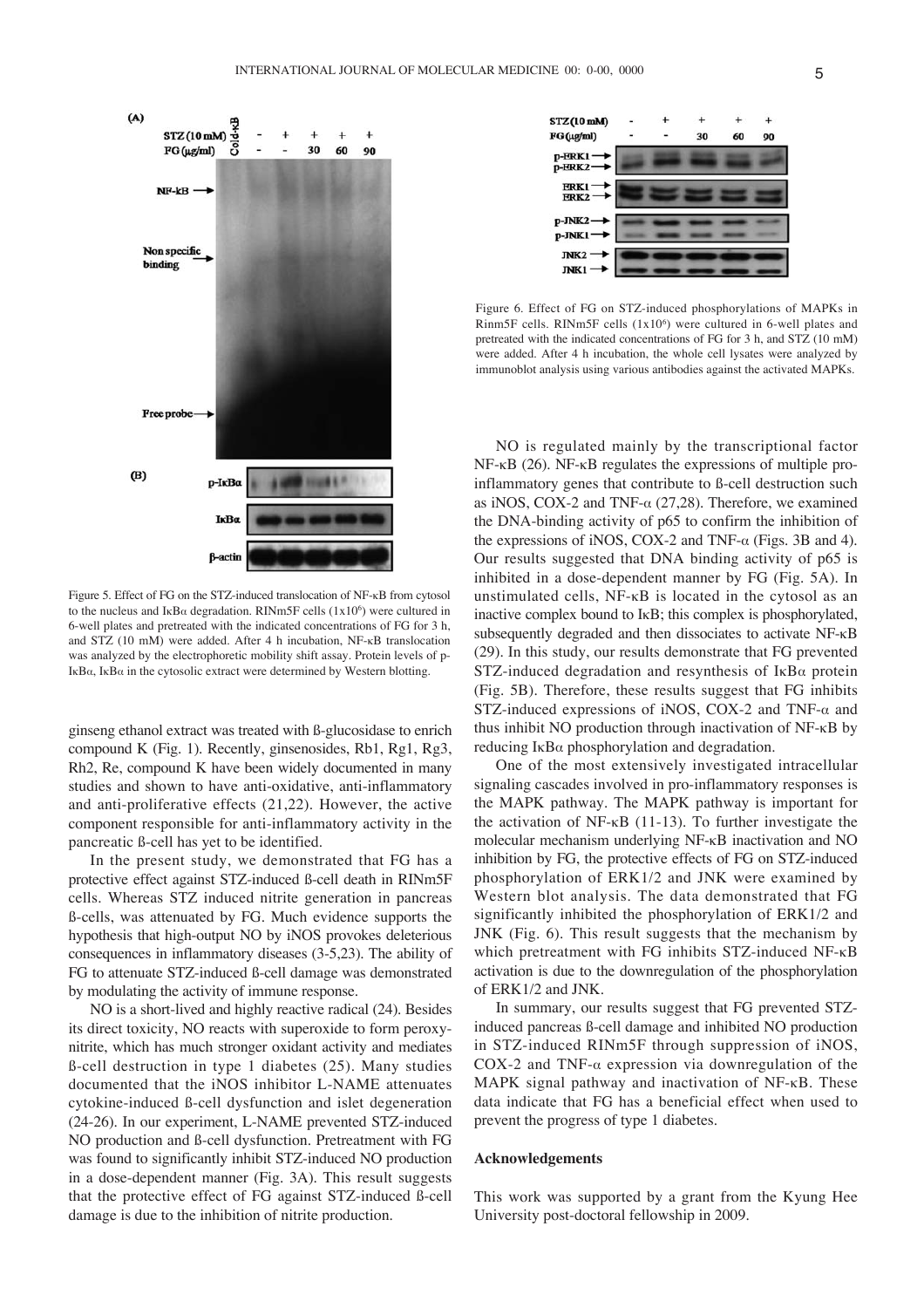Figure 5. Effect of FG on the STZ-induced translocation of NF-κB from cytosol to the nucleus and IκBα degradation. RINm5F cells (1x10[6]) were cultured in 6-well plates and pretreated with the indicated concentrations of FG for 3 h, and STZ (10 mM) were added. After 4 h incubation, NF-κB translocation was analyzed by the electrophoretic mobility shift assay. Protein levels of p-IκBα, IκBα in the cytosolic extract were determined by Western blotting.

ginseng ethanol extract was treated with ß-glucosidase to enrich compound K (Fig. 1). Recently, ginsenosides, Rb1, Rg1, Rg3, Rh2, Re, compound K have been widely documented in many studies and shown to have anti-oxidative, anti-inflammatory and anti-proliferative effects (21,22). However, the active component responsible for anti-inflammatory activity in the pancreatic ß-cell has yet to be identified.

In the present study, we demonstrated that FG has a protective effect against STZ-induced ß-cell death in RINm5F cells. Whereas STZ induced nitrite generation in pancreas ß-cells, was attenuated by FG. Much evidence supports the hypothesis that high-output NO by iNOS provokes deleterious consequences in inflammatory diseases (3-5,23). The ability of FG to attenuate STZ-induced ß-cell damage was demonstrated by modulating the activity of immune response.

NO is a short-lived and highly reactive radical (24). Besides its direct toxicity, NO reacts with superoxide to form peroxynitrite, which has much stronger oxidant activity and mediates ß-cell destruction in type 1 diabetes (25). Many studies documented that the iNOS inhibitor L-NAME attenuates cytokine-induced ß-cell dysfunction and islet degeneration (24-26). In our experiment, L-NAME prevented STZ-induced NO production and ß-cell dysfunction. Pretreatment with FG was found to significantly inhibit STZ-induced NO production in a dose-dependent manner (Fig. 3A). This result suggests that the protective effect of FG against STZ-induced ß-cell damage is due to the inhibition of nitrite production.

Figure 6. Effect of FG on STZ-induced phosphorylations of MAPKs in Rinm5F cells. RINm5F cells (1x10[6]) were cultured in 6-well plates and pretreated with the indicated concentrations of FG for 3 h, and STZ (10 mM) were added. After 4 h incubation, the whole cell lysates were analyzed by immunoblot analysis using various antibodies against the activated MAPKs.

NO is regulated mainly by the transcriptional factor NF-κB (26). NF-κB regulates the expressions of multiple pro-inflammatory genes that contribute to ß-cell destruction such as iNOS, COX-2 and TNF-α (27,28). Therefore, we examined the DNA-binding activity of p65 to confirm the inhibition of the expressions of iNOS, COX-2 and TNF-α (Figs. 3B and 4). Our results suggested that DNA binding activity of p65 is inhibited in a dose-dependent manner by FG (Fig. 5A). In unstimulated cells, NF-κB is located in the cytosol as an inactive complex bound to IκB; this complex is phosphorylated, subsequently degraded and then dissociates to activate NF-κB (29). In this study, our results demonstrate that FG prevented STZ-induced degradation and resynthesis of IκBα protein (Fig. 5B). Therefore, these results suggest that FG inhibits STZ-induced expressions of iNOS, COX-2 and TNF-α and thus inhibit NO production through inactivation of NF-κB by reducing IκBα phosphorylation and degradation.

One of the most extensively investigated intracellular signaling cascades involved in pro-inflammatory responses is the MAPK pathway. The MAPK pathway is important for the activation of NF-κB (11-13). To further investigate the molecular mechanism underlying NF-κB inactivation and NO inhibition by FG, the protective effects of FG on STZ-induced phosphorylation of ERK1/2 and JNK were examined by Western blot analysis. The data demonstrated that FG significantly inhibited the phosphorylation of ERK1/2 and JNK (Fig. 6). This result suggests that the mechanism by which pretreatment with FG inhibits STZ-induced NF-κB activation is due to the downregulation of the phosphorylation of ERK1/2 and JNK.

In summary, our results suggest that FG prevented STZ-induced pancreas ß-cell damage and inhibited NO production in STZ-induced RINm5F through suppression of iNOS, COX-2 and TNF-α expression via downregulation of the MAPK signal pathway and inactivation of NF-κB. These data indicate that FG has a beneficial effect when used to prevent the progress of type 1 diabetes.

## Acknowledgements

This work was supported by a grant from the Kyung Hee University post-doctoral fellowship in 2009.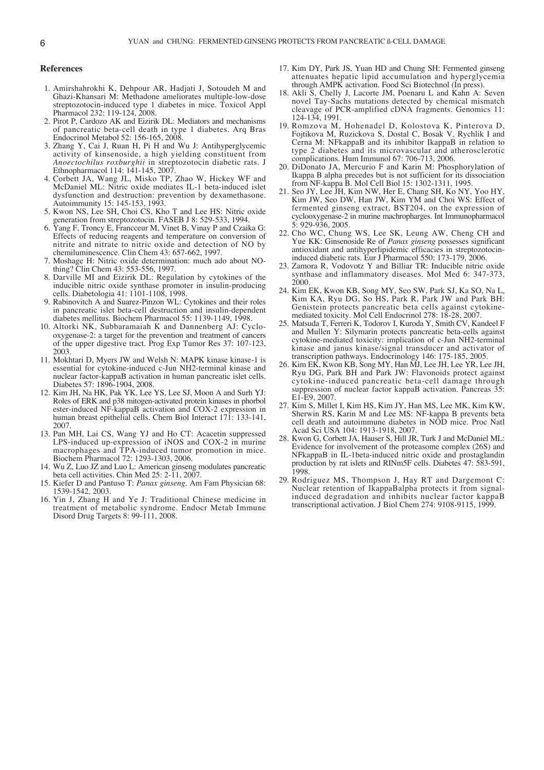## References

1. Amirshahrokhi K, Dehpour AR, Hadjati J, Sotoudeh M and Ghazi-Khansari M: Methadone ameliorates multiple-low-dose streptozotocin-induced type 1 diabetes in mice. Toxicol Appl Pharmacol 232: 119-124, 2008.
2. Pirot P, Cardozo AK and Eizirik DL: Mediators and mechanisms of pancreatic beta-cell death in type 1 diabetes. Arq Bras Endocrinol Metabol 52: 156-165, 2008.
3. Zhang Y, Cai J, Ruan H, Pi H and Wu J: Antihyperglycemic activity of kinsenoside, a high yielding constituent from *Anoectochilus roxburghii* in streptozotocin diabetic rats. J Ethnopharmacol 114: 141-145, 2007.
4. Corbett JA, Wang JL, Misko TP, Zhao W, Hickey WF and McDaniel ML: Nitric oxide mediates IL-1 beta-induced islet dysfunction and destruction: prevention by dexamethasone. Autoimmunity 15: 145-153, 1993.
5. Kwon NS, Lee SH, Choi CS, Kho T and Lee HS: Nitric oxide generation from streptozotocin. FASEB J 8: 529-533, 1994.
6. Yang F, Troncy E, Francceur M, Vinet B, Vinay P and Czaika G: Effects of reducing reagents and temperature on conversion of nitrite and nitrate to nitric oxide and detection of NO by chemiluminescence. Clin Chem 43: 657-662, 1997.
7. Moshage H: Nitric oxide determination: much ado about NO-thing? Clin Chem 43: 553-556, 1997.
8. Darville MI and Eizirik DL: Regulation by cytokines of the inducible nitric oxide synthase promoter in insulin-producing cells. Diabetologia 41: 1101-1108, 1998.
9. Rabinovitch A and Suarez-Pinzon WL: Cytokines and their roles in pancreatic islet beta-cell destruction and insulin-dependent diabetes mellitus. Biochem Pharmacol 55: 1139-1149, 1998.
10. Altorki NK, Subbaramaiah K and Dannenberg AJ: Cyclooxygenase-2: a target for the prevention and treatment of cancers of the upper digestive tract. Prog Exp Tumor Res 37: 107-123, 2003.
11. Mokhtari D, Myers JW and Welsh N: MAPK kinase kinase-1 is essential for cytokine-induced c-Jun NH2-terminal kinase and nuclear factor-kappaB activation in human pancreatic islet cells. Diabetes 57: 1896-1904, 2008.
12. Kim JH, Na HK, Pak YK, Lee YS, Lee SJ, Moon A and Surh YJ: Roles of ERK and p38 mitogen-activated protein kinases in phorbol ester-induced NF-kappaB activation and COX-2 expression in human breast epithelial cells. Chem Biol Interact 171: 133-141, 2007.
13. Pan MH, Lai CS, Wang YJ and Ho CT: Acacetin suppressed LPS-induced up-expression of iNOS and COX-2 in murine macrophages and TPA-induced tumor promotion in mice. Biochem Pharmacol 72: 1293-1303, 2006.
14. Wu Z, Luo JZ and Luo L: American ginseng modulates pancreatic beta cell activities. Chin Med 25: 2-11, 2007.
15. Kiefer D and Pantuso T: *Panax ginseng*. Am Fam Physician 68: 1539-1542, 2003.
16. Yin J, Zhang H and Ye J: Traditional Chinese medicine in treatment of metabolic syndrome. Endocr Metab Immune Disord Drug Targets 8: 99-111, 2008.
17. Kim DY, Park JS, Yuan HD and Chung SH: Fermented ginseng attenuates hepatic lipid accumulation and hyperglycemia through AMPK activation. Food Sci Biotechnol (In press).
18. Akli S, Chelly J, Lacorte JM, Poenaru L and Kahn A: Seven novel Tay-Sachs mutations detected by chemical mismatch cleavage of PCR-amplified cDNA fragments. Genomics 11: 124-134, 1991.
19. Romzova M, Hohenadel D, Kolostova K, Pinterova D, Fojtikova M, Ruzickova S, Dostal C, Bosak V, Rychlik I and Cerna M: NFkappaB and its inhibitor IkappaB in relation to type 2 diabetes and its microvascular and atherosclerotic complications. Hum Immunol 67: 706-713, 2006.
20. DiDonato JA, Mercurio F and Karin M: Phosphorylation of Ikappa B alpha precedes but is not sufficient for its dissociation from NF-kappa B. Mol Cell Biol 15: 1302-1311, 1995.
21. Seo JY, Lee JH, Kim NW, Her E, Chang SH, Ko NY, Yoo HY, Kim JW, Seo DW, Han JW, Kim YM and Choi WS: Effect of fermented ginseng extract, BST204, on the expression of cyclooxygenase-2 in murine machropharges. Int Immunopharmacol 5: 929-936, 2005.
22. Cho WC, Chung WS, Lee SK, Leung AW, Cheng CH and Yue KK: Ginsenoside Re of *Panax ginseng* possesses significant antioxidant and antihyperlipidemic efficacies in streptozotocin-induced diabetic rats. Eur J Pharmacol 550: 173-179, 2006.
23. Zamora R, Vodovotz Y and Billiar TR: Inducible nitric oxide synthase and inflammatory diseases. Mol Med 6: 347-373, 2000.
24. Kim EK, Kwon KB, Song MY, Seo SW, Park SJ, Ka SO, Na L, Kim KA, Ryu DG, So HS, Park R, Park JW and Park BH: Genistein protects pancreatic beta cells against cytokine-mediated toxicity. Mol Cell Endocrinol 278: 18-28, 2007.
25. Matsuda T, Ferreri K, Todorov I, Kuroda Y, Smith CV, Kandeel F and Mullen Y: Silymarin protects pancreatic beta-cells against cytokine-mediated toxicity: implication of c-Jun NH2-terminal kinase and janus kinase/signal transducer and activator of transcription pathways. Endocrinology 146: 175-185, 2005.
26. Kim EK, Kwon KB, Song MY, Han MJ, Lee JH, Lee YR, Lee JH, Ryu DG, Park BH and Park JW: Flavonoids protect against cytokine-induced pancreatic beta-cell damage through suppression of nuclear factor kappaB activation. Pancreas 35: E1-E9, 2007.
27. Kim S, Millet I, Kim HS, Kim JY, Han MS, Lee MK, Kim KW, Sherwin RS, Karin M and Lee MS: NF-kappa B prevents beta cell death and autoimmune diabetes in NOD mice. Proc Natl Acad Sci USA 104: 1913-1918, 2007.
28. Kwon G, Corbett JA, Hauser S, Hill JR, Turk J and McDaniel ML: Evidence for involvement of the proteasome complex (26S) and NFkappaB in IL-1beta-induced nitric oxide and prostaglandin production by rat islets and RINm5F cells. Diabetes 47: 583-591, 1998.
29. Rodriguez MS, Thompson J, Hay RT and Dargemont C: Nuclear retention of IkappaBalpha protects it from signal-induced degradation and inhibits nuclear factor kappaB transcriptional activation. J Biol Chem 274: 9108-9115, 1999.